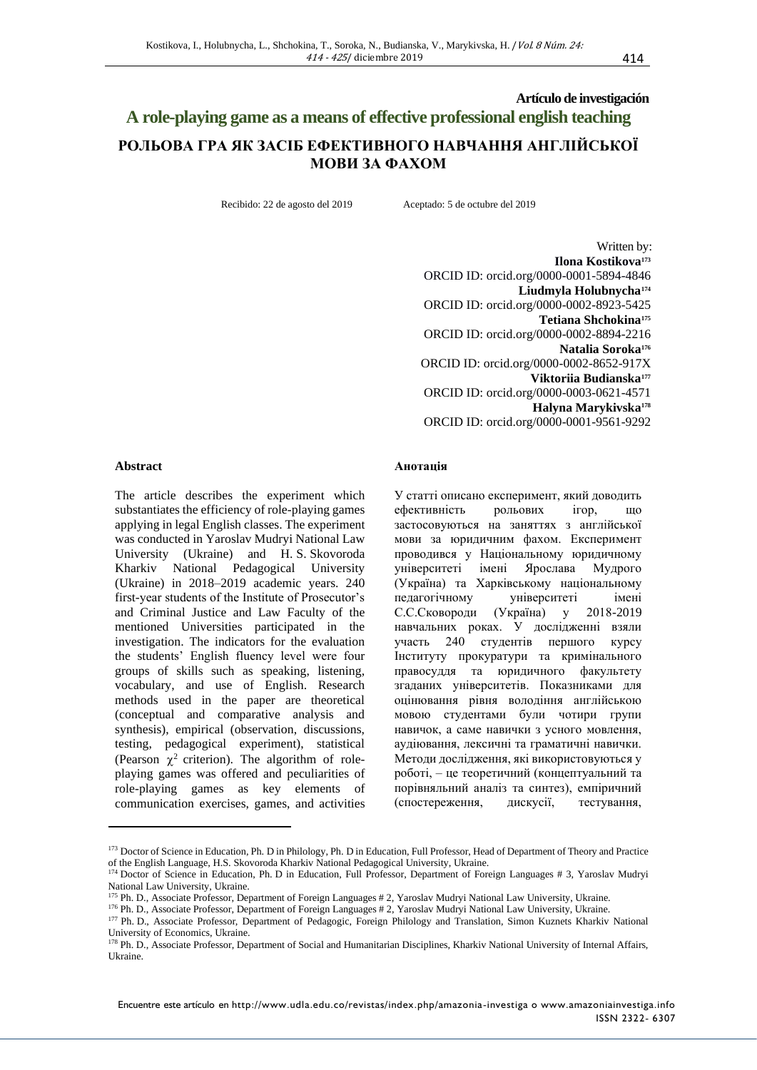**Artículo de investigación**

# A role-playing game as a means of effective professional english teaching

## РОЛЬОВА ГРА ЯК ЗАСІБ ЕФЕКТИВНОГО НАВЧАННЯ АНГЛІЙСЬКОЇ МОВИ ЗА ФАХОМ

Recibido: 22 de agosto del 2019 Aceptado: 5 de octubre del 2019

Written by:
**Ilona Kostikova**[173]
ORCID ID: orcid.org/0000-0001-5894-4846
**Liudmyla Holubnycha**[174]
ORCID ID: orcid.org/0000-0002-8923-5425
**Tetiana Shchokina**[175]
ORCID ID: orcid.org/0000-0002-8894-2216
**Natalia Soroka**[176]
ORCID ID: orcid.org/0000-0002-8652-917X
**Viktoriia Budianska**[177]
ORCID ID: orcid.org/0000-0003-0621-4571
**Halyna Marykivska**[178]
ORCID ID: orcid.org/0000-0001-9561-9292

### Abstract

The article describes the experiment which substantiates the efficiency of role-playing games applying in legal English classes. The experiment was conducted in Yaroslav Mudryi National Law University (Ukraine) and H. S. Skovoroda Kharkiv National Pedagogical University (Ukraine) in 2018–2019 academic years. 240 first-year students of the Institute of Prosecutor's and Criminal Justice and Law Faculty of the mentioned Universities participated in the investigation. The indicators for the evaluation the students' English fluency level were four groups of skills such as speaking, listening, vocabulary, and use of English. Research methods used in the paper are theoretical (conceptual and comparative analysis and synthesis), empirical (observation, discussions, testing, pedagogical experiment), statistical (Pearson $\chi^2$ criterion). The algorithm of role-playing games was offered and peculiarities of role-playing games as key elements of communication exercises, games, and activities

### Анотація

У статті описано експеримент, який доводить ефективність рольових ігор, що застосовуються на заняттях з англійської мови за юридичним фахом. Експеримент проводився у Національному юридичному університеті імені Ярослава Мудрого (Україна) та Харківському національному педагогічному університеті імені С.С.Сковороди (Україна) у 2018-2019 навчальних роках. У дослідженні взяли участь 240 студентів першого курсу Інституту прокуратури та кримінального правосуддя та юридичного факультету згаданих університетів. Показниками для оцінювання рівня володіння англійською мовою студентами були чотири групи навичок, а саме навички з усного мовлення, аудіювання, лексичні та граматичні навички. Методи дослідження, які використовуються у роботі, – це теоретичний (концептуальний та порівняльний аналіз та синтез), емпіричний (спостереження, дискусії, тестування,

---

[173] Doctor of Science in Education, Ph. D in Philology, Ph. D in Education, Full Professor, Head of Department of Theory and Practice of the English Language, H.S. Skovoroda Kharkiv National Pedagogical University, Ukraine.

[174] Doctor of Science in Education, Ph. D in Education, Full Professor, Department of Foreign Languages # 3, Yaroslav Mudryi National Law University, Ukraine.

[175] Ph. D., Associate Professor, Department of Foreign Languages # 2, Yaroslav Mudryi National Law University, Ukraine.

[176] Ph. D., Associate Professor, Department of Foreign Languages # 2, Yaroslav Mudryi National Law University, Ukraine.

[177] Ph. D., Associate Professor, Department of Pedagogic, Foreign Philology and Translation, Simon Kuznets Kharkiv National University of Economics, Ukraine.

[178] Ph. D., Associate Professor, Department of Social and Humanitarian Disciplines, Kharkiv National University of Internal Affairs, Ukraine.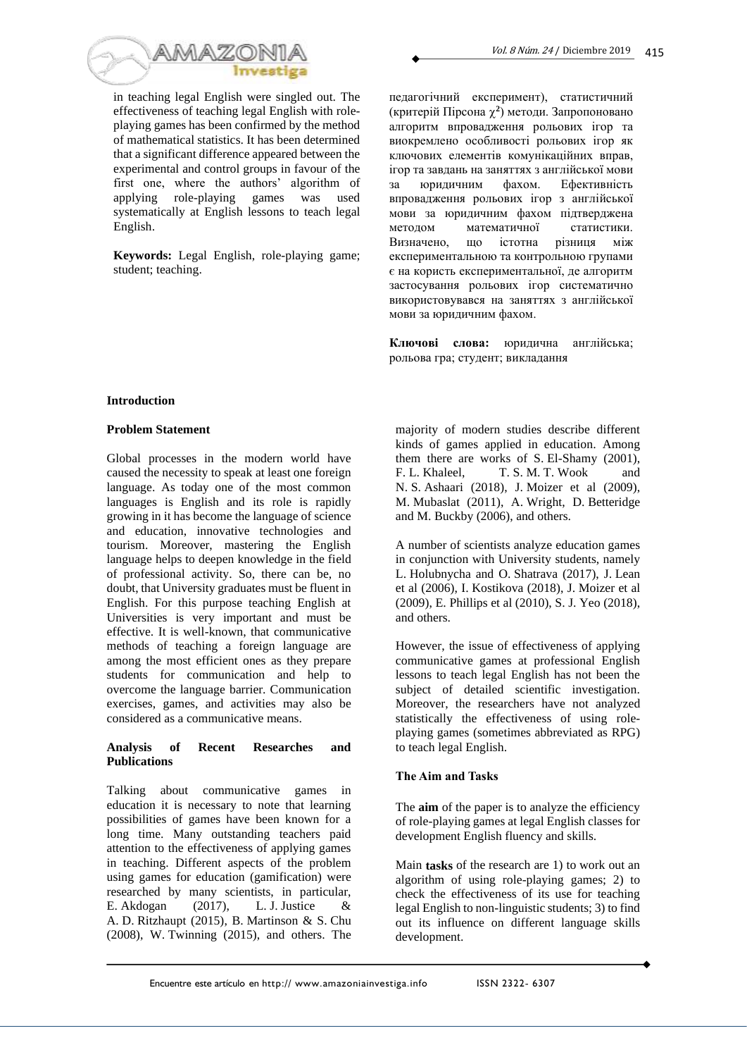in teaching legal English were singled out. The effectiveness of teaching legal English with role-playing games has been confirmed by the method of mathematical statistics. It has been determined that a significant difference appeared between the experimental and control groups in favour of the first one, where the authors' algorithm of applying role-playing games was used systematically at English lessons to teach legal English.

**Keywords:** Legal English, role-playing game; student; teaching.

педагогічний експеримент), статистичний (критерій Пірсона $\chi^2$) методи. Запропоновано алгоритм впровадження рольових ігор та виокремлено особливості рольових ігор як ключових елементів комунікаційних вправ, ігор та завдань на заняттях з англійської мови за юридичним фахом. Ефективність впровадження рольових ігор з англійської мови за юридичним фахом підтверджена методом математичної статистики. Визначено, що істотна різниця між експериментальною та контрольною групами є на користь експериментальної, де алгоритм застосування рольових ігор систематично використовувався на заняттях з англійської мови за юридичним фахом.

**Ключові слова:** юридична англійська; рольова гра; студент; викладання

## Introduction

### Problem Statement

Global processes in the modern world have caused the necessity to speak at least one foreign language. As today one of the most common languages is English and its role is rapidly growing in it has become the language of science and education, innovative technologies and tourism. Moreover, mastering the English language helps to deepen knowledge in the field of professional activity. So, there can be, no doubt, that University graduates must be fluent in English. For this purpose teaching English at Universities is very important and must be effective. It is well-known, that communicative methods of teaching a foreign language are among the most efficient ones as they prepare students for communication and help to overcome the language barrier. Communication exercises, games, and activities may also be considered as a communicative means.

### Analysis of Recent Researches and Publications

Talking about communicative games in education it is necessary to note that learning possibilities of games have been known for a long time. Many outstanding teachers paid attention to the effectiveness of applying games in teaching. Different aspects of the problem using games for education (gamification) were researched by many scientists, in particular, E. Akdogan (2017), L. J. Justice & A. D. Ritzhaupt (2015), B. Martinson & S. Chu (2008), W. Twinning (2015), and others. The majority of modern studies describe different kinds of games applied in education. Among them there are works of S. El-Shamy (2001), F. L. Khaleel, T. S. M. T. Wook and N. S. Ashaari (2018), J. Moizer et al (2009), M. Mubaslat (2011), A. Wright, D. Betteridge and M. Buckby (2006), and others.

A number of scientists analyze education games in conjunction with University students, namely L. Holubnycha and O. Shatrava (2017), J. Lean et al (2006), I. Kostikova (2018), J. Moizer et al (2009), E. Phillips et al (2010), S. J. Yeo (2018), and others.

However, the issue of effectiveness of applying communicative games at professional English lessons to teach legal English has not been the subject of detailed scientific investigation. Moreover, the researchers have not analyzed statistically the effectiveness of using role-playing games (sometimes abbreviated as RPG) to teach legal English.

### The Aim and Tasks

The **aim** of the paper is to analyze the efficiency of role-playing games at legal English classes for development English fluency and skills.

Main **tasks** of the research are 1) to work out an algorithm of using role-playing games; 2) to check the effectiveness of its use for teaching legal English to non-linguistic students; 3) to find out its influence on different language skills development.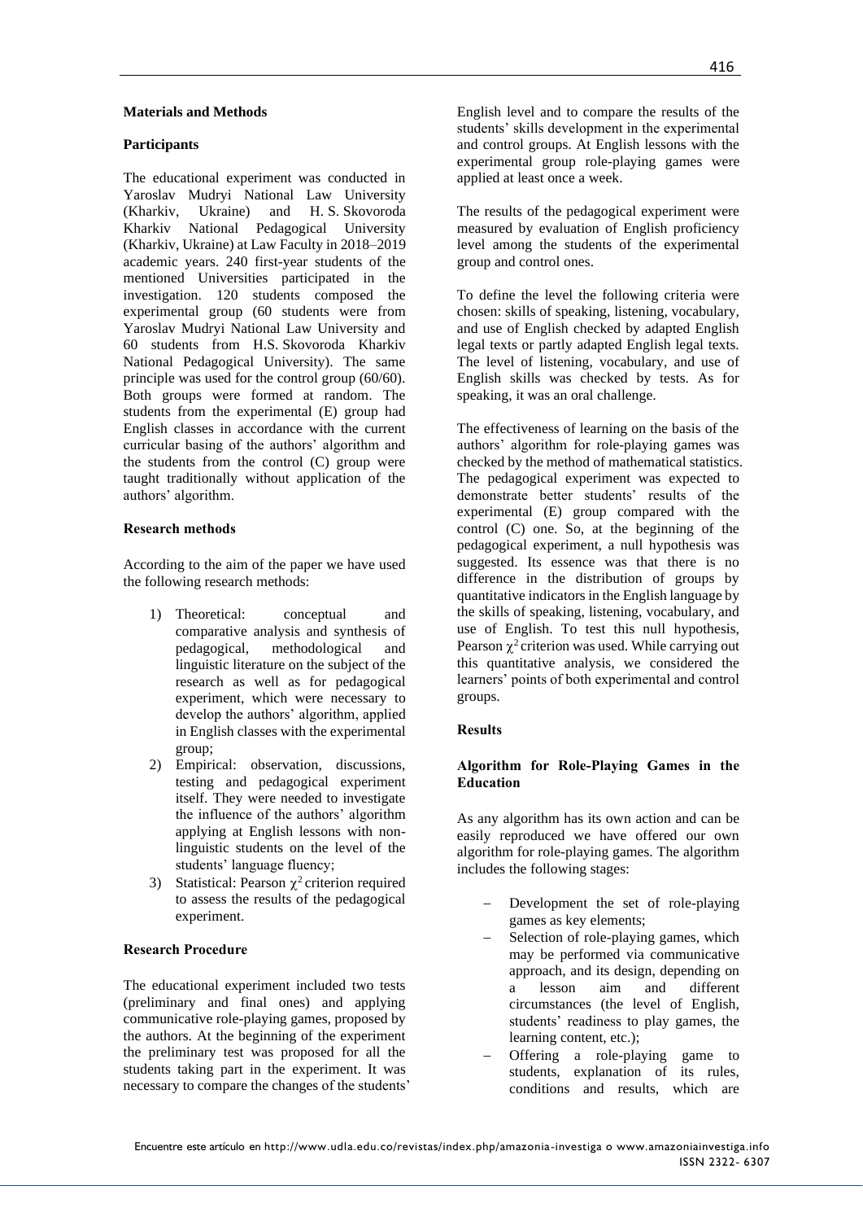## Materials and Methods

### Participants

The educational experiment was conducted in Yaroslav Mudryi National Law University (Kharkiv, Ukraine) and H. S. Skovoroda Kharkiv National Pedagogical University (Kharkiv, Ukraine) at Law Faculty in 2018–2019 academic years. 240 first-year students of the mentioned Universities participated in the investigation. 120 students composed the experimental group (60 students were from Yaroslav Mudryi National Law University and 60 students from H.S. Skovoroda Kharkiv National Pedagogical University). The same principle was used for the control group (60/60). Both groups were formed at random. The students from the experimental (E) group had English classes in accordance with the current curricular basing of the authors' algorithm and the students from the control (C) group were taught traditionally without application of the authors' algorithm.

### Research methods

According to the aim of the paper we have used the following research methods:

1) Theoretical: conceptual and comparative analysis and synthesis of pedagogical, methodological and linguistic literature on the subject of the research as well as for pedagogical experiment, which were necessary to develop the authors' algorithm, applied in English classes with the experimental group;
2) Empirical: observation, discussions, testing and pedagogical experiment itself. They were needed to investigate the influence of the authors' algorithm applying at English lessons with non-linguistic students on the level of the students' language fluency;
3) Statistical: Pearson $\chi^2$ criterion required to assess the results of the pedagogical experiment.

### Research Procedure

The educational experiment included two tests (preliminary and final ones) and applying communicative role-playing games, proposed by the authors. At the beginning of the experiment the preliminary test was proposed for all the students taking part in the experiment. It was necessary to compare the changes of the students' English level and to compare the results of the students' skills development in the experimental and control groups. At English lessons with the experimental group role-playing games were applied at least once a week.

The results of the pedagogical experiment were measured by evaluation of English proficiency level among the students of the experimental group and control ones.

To define the level the following criteria were chosen: skills of speaking, listening, vocabulary, and use of English checked by adapted English legal texts or partly adapted English legal texts. The level of listening, vocabulary, and use of English skills was checked by tests. As for speaking, it was an oral challenge.

The effectiveness of learning on the basis of the authors' algorithm for role-playing games was checked by the method of mathematical statistics. The pedagogical experiment was expected to demonstrate better students' results of the experimental (E) group compared with the control (C) one. So, at the beginning of the pedagogical experiment, a null hypothesis was suggested. Its essence was that there is no difference in the distribution of groups by quantitative indicators in the English language by the skills of speaking, listening, vocabulary, and use of English. To test this null hypothesis, Pearson $\chi^2$ criterion was used. While carrying out this quantitative analysis, we considered the learners' points of both experimental and control groups.

## Results

### Algorithm for Role-Playing Games in the Education

As any algorithm has its own action and can be easily reproduced we have offered our own algorithm for role-playing games. The algorithm includes the following stages:

- Development the set of role-playing games as key elements;
- Selection of role-playing games, which may be performed via communicative approach, and its design, depending on a lesson aim and different circumstances (the level of English, students' readiness to play games, the learning content, etc.);
- Offering a role-playing game to students, explanation of its rules, conditions and results, which are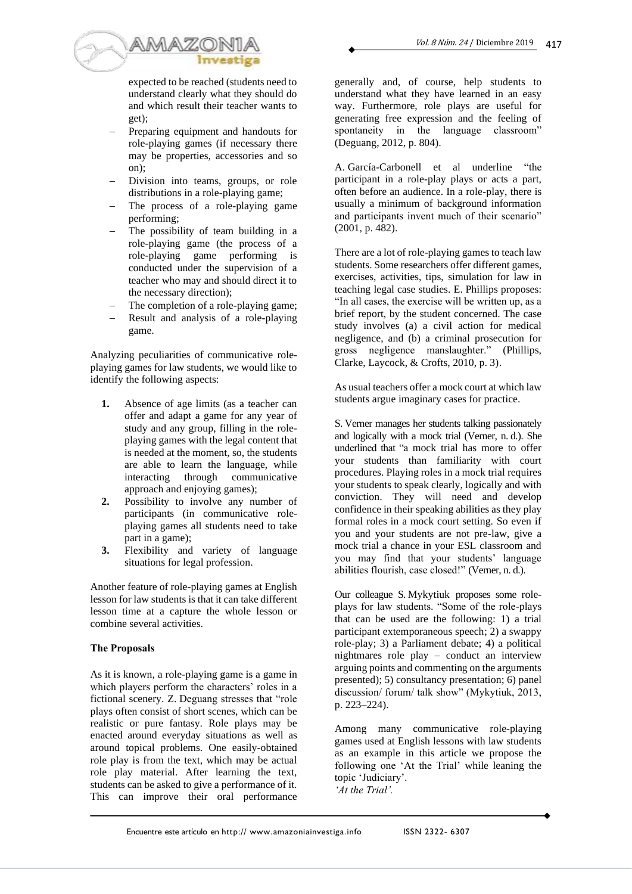expected to be reached (students need to understand clearly what they should do and which result their teacher wants to get);
- Preparing equipment and handouts for role-playing games (if necessary there may be properties, accessories and so on);
- Division into teams, groups, or role distributions in a role-playing game;
- The process of a role-playing game performing;
- The possibility of team building in a role-playing game (the process of a role-playing game performing is conducted under the supervision of a teacher who may and should direct it to the necessary direction);
- The completion of a role-playing game;
- Result and analysis of a role-playing game.

Analyzing peculiarities of communicative role-playing games for law students, we would like to identify the following aspects:

1. Absence of age limits (as a teacher can offer and adapt a game for any year of study and any group, filling in the role-playing games with the legal content that is needed at the moment, so, the students are able to learn the language, while interacting through communicative approach and enjoying games);
2. Possibility to involve any number of participants (in communicative role-playing games all students need to take part in a game);
3. Flexibility and variety of language situations for legal profession.

Another feature of role-playing games at English lesson for law students is that it can take different lesson time at a capture the whole lesson or combine several activities.

**The Proposals**

As it is known, a role-playing game is a game in which players perform the characters' roles in a fictional scenery. Z. Deguang stresses that "role plays often consist of short scenes, which can be realistic or pure fantasy. Role plays may be enacted around everyday situations as well as around topical problems. One easily-obtained role play is from the text, which may be actual role play material. After learning the text, students can be asked to give a performance of it. This can improve their oral performance generally and, of course, help students to understand what they have learned in an easy way. Furthermore, role plays are useful for generating free expression and the feeling of spontaneity in the language classroom" (Deguang, 2012, p. 804).

A. García-Carbonell et al underline "the participant in a role-play plays or acts a part, often before an audience. In a role-play, there is usually a minimum of background information and participants invent much of their scenario" (2001, p. 482).

There are a lot of role-playing games to teach law students. Some researchers offer different games, exercises, activities, tips, simulation for law in teaching legal case studies. E. Phillips proposes: "In all cases, the exercise will be written up, as a brief report, by the student concerned. The case study involves (a) a civil action for medical negligence, and (b) a criminal prosecution for gross negligence manslaughter." (Phillips, Clarke, Laycock, & Crofts, 2010, p. 3).

As usual teachers offer a mock court at which law students argue imaginary cases for practice.

S. Verner manages her students talking passionately and logically with a mock trial (Verner, n. d.). She underlined that "a mock trial has more to offer your students than familiarity with court procedures. Playing roles in a mock trial requires your students to speak clearly, logically and with conviction. They will need and develop confidence in their speaking abilities as they play formal roles in a mock court setting. So even if you and your students are not pre-law, give a mock trial a chance in your ESL classroom and you may find that your students' language abilities flourish, case closed!" (Verner, n. d.).

Our colleague S. Mykytiuk proposes some role-plays for law students. "Some of the role-plays that can be used are the following: 1) a trial participant extemporaneous speech; 2) a swappy role-play; 3) a Parliament debate; 4) a political nightmares role play – conduct an interview arguing points and commenting on the arguments presented); 5) consultancy presentation; 6) panel discussion/ forum/ talk show" (Mykytiuk, 2013, p. 223–224).

Among many communicative role-playing games used at English lessons with law students as an example in this article we propose the following one 'At the Trial' while leaning the topic 'Judiciary'.

*'At the Trial'.*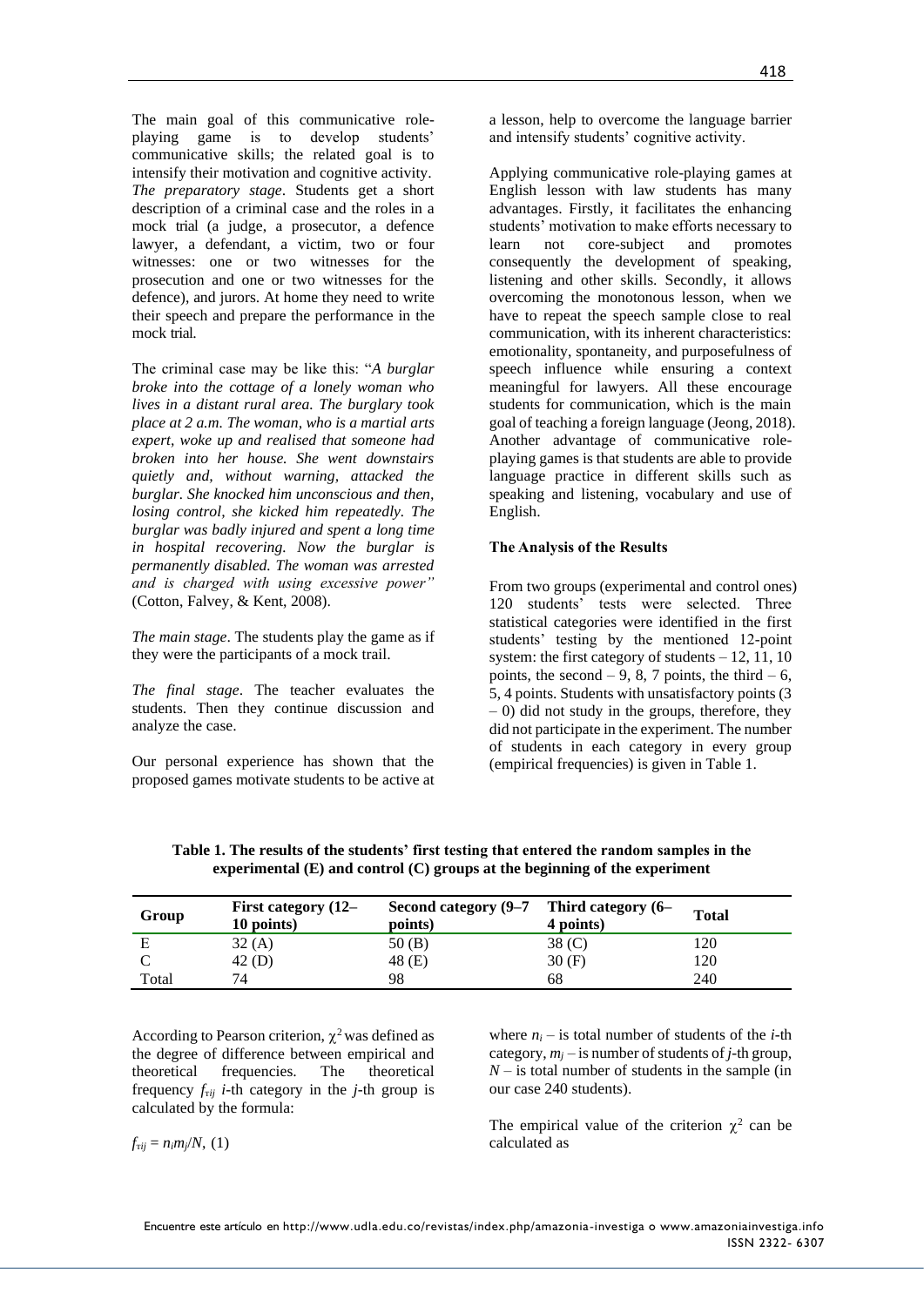The main goal of this communicative role-playing game is to develop students' communicative skills; the related goal is to intensify their motivation and cognitive activity. *The preparatory stage*. Students get a short description of a criminal case and the roles in a mock trial (a judge, a prosecutor, a defence lawyer, a defendant, a victim, two or four witnesses: one or two witnesses for the prosecution and one or two witnesses for the defence), and jurors. At home they need to write their speech and prepare the performance in the mock trial.

The criminal case may be like this: "*A burglar broke into the cottage of a lonely woman who lives in a distant rural area. The burglary took place at 2 a.m. The woman, who is a martial arts expert, woke up and realised that someone had broken into her house. She went downstairs quietly and, without warning, attacked the burglar. She knocked him unconscious and then, losing control, she kicked him repeatedly. The burglar was badly injured and spent a long time in hospital recovering. Now the burglar is permanently disabled. The woman was arrested and is charged with using excessive power"* (Cotton, Falvey, & Kent, 2008).

*The main stage*. The students play the game as if they were the participants of a mock trail.

*The final stage*. The teacher evaluates the students. Then they continue discussion and analyze the case.

Our personal experience has shown that the proposed games motivate students to be active at a lesson, help to overcome the language barrier and intensify students' cognitive activity.

Applying communicative role-playing games at English lesson with law students has many advantages. Firstly, it facilitates the enhancing students' motivation to make efforts necessary to learn not core-subject and promotes consequently the development of speaking, listening and other skills. Secondly, it allows overcoming the monotonous lesson, when we have to repeat the speech sample close to real communication, with its inherent characteristics: emotionality, spontaneity, and purposefulness of speech influence while ensuring a context meaningful for lawyers. All these encourage students for communication, which is the main goal of teaching a foreign language (Jeong, 2018). Another advantage of communicative role-playing games is that students are able to provide language practice in different skills such as speaking and listening, vocabulary and use of English.

**The Analysis of the Results**

From two groups (experimental and control ones) 120 students' tests were selected. Three statistical categories were identified in the first students' testing by the mentioned 12-point system: the first category of students – 12, 11, 10 points, the second – 9, 8, 7 points, the third – 6, 5, 4 points. Students with unsatisfactory points (3 – 0) did not study in the groups, therefore, they did not participate in the experiment. The number of students in each category in every group (empirical frequencies) is given in Table 1.

**Table 1. The results of the students' first testing that entered the random samples in the experimental (E) and control (C) groups at the beginning of the experiment**

| Group | First category (12–10 points) | Second category (9–7 points) | Third category (6–4 points) | Total |
|---|---|---|---|---|
| E | 32 (A) | 50 (B) | 38 (C) | 120 |
| C | 42 (D) | 48 (E) | 30 (F) | 120 |
| Total | 74 | 98 | 68 | 240 |

According to Pearson criterion, $\chi^2$ was defined as the degree of difference between empirical and theoretical frequencies. The theoretical frequency $f_{\tau ij}$ *i*-th category in the *j*-th group is calculated by the formula:

$f_{\tau ij} = n_i m_j / N$, (1)

where $n_i$ – is total number of students of the *i*-th category, $m_j$ – is number of students of *j*-th group, $N$ – is total number of students in the sample (in our case 240 students).

The empirical value of the criterion $\chi^2$ can be calculated as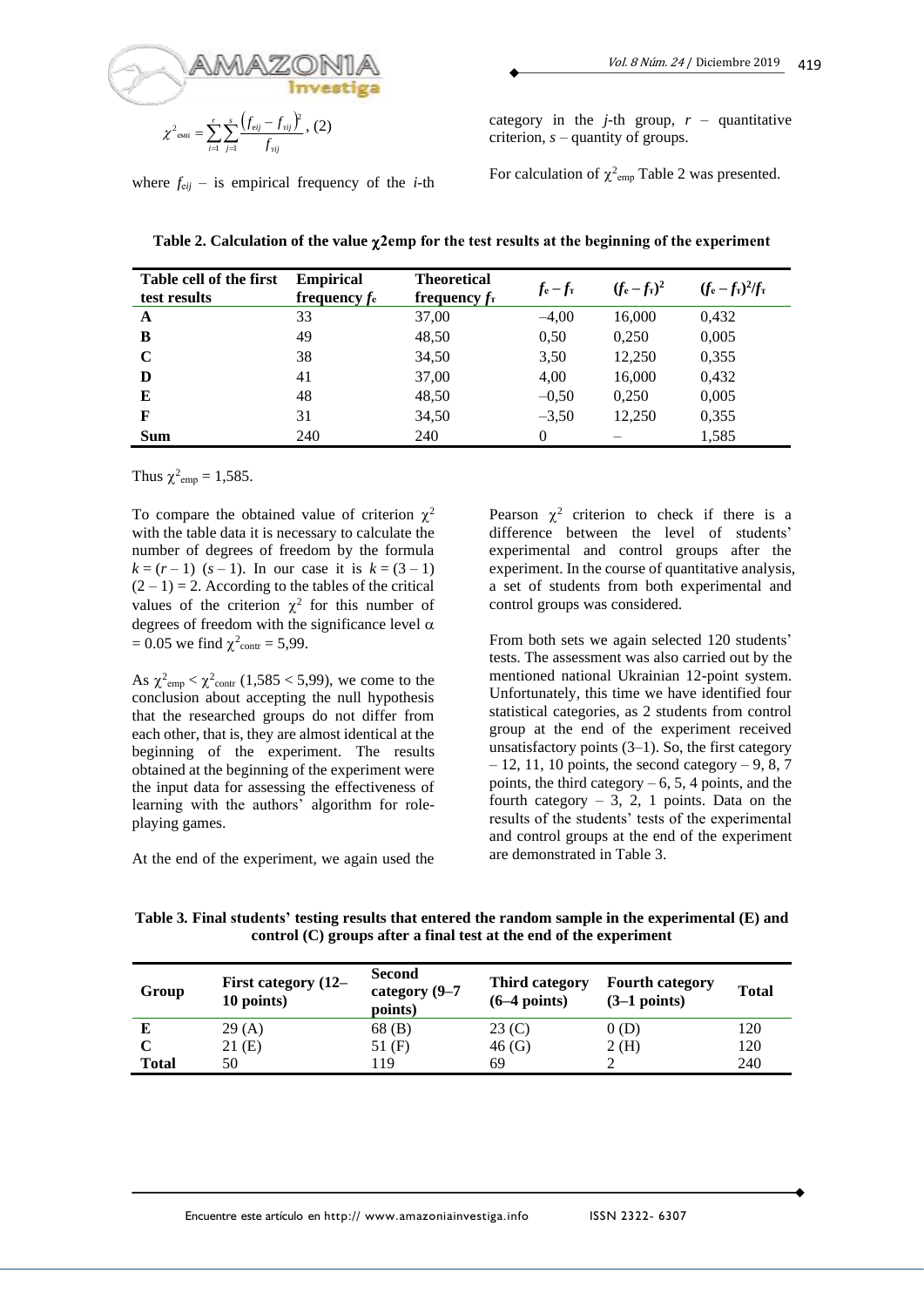$$\chi^2_{емп} = \sum_{i=1}^{r}\sum_{j=1}^{s}\frac{\left(f_{eij} - f_{тij}\right)^2}{f_{тij}}, \quad (2)$$

where $f_{eij}$ – is empirical frequency of the $i$-th category in the $j$-th group, $r$ – quantitative criterion, $s$ – quantity of groups.

For calculation of $\chi^2_{emp}$ Table 2 was presented.

**Table 2. Calculation of the value χ2emp for the test results at the beginning of the experiment**

| Table cell of the first test results | Empirical frequency $f_e$ | Theoretical frequency $f_т$ | $f_e - f_т$ | $(f_e - f_т)^2$ | $(f_e - f_т)^2/f_т$ |
|---|---|---|---|---|---|
| **A** | 33 | 37,00 | –4,00 | 16,000 | 0,432 |
| **B** | 49 | 48,50 | 0,50 | 0,250 | 0,005 |
| **C** | 38 | 34,50 | 3,50 | 12,250 | 0,355 |
| **D** | 41 | 37,00 | 4,00 | 16,000 | 0,432 |
| **E** | 48 | 48,50 | –0,50 | 0,250 | 0,005 |
| **F** | 31 | 34,50 | –3,50 | 12,250 | 0,355 |
| **Sum** | 240 | 240 | 0 | – | 1,585 |

Thus $\chi^2_{emp} = 1{,}585$.

To compare the obtained value of criterion $\chi^2$ with the table data it is necessary to calculate the number of degrees of freedom by the formula $k = (r - 1)\ (s - 1)$. In our case it is $k = (3 - 1)\ (2 - 1) = 2$. According to the tables of the critical values of the criterion $\chi^2$ for this number of degrees of freedom with the significance level $\alpha = 0.05$ we find $\chi^2_{contr} = 5{,}99$.

As $\chi^2_{emp} < \chi^2_{contr}$ ($1{,}585 < 5{,}99$), we come to the conclusion about accepting the null hypothesis that the researched groups do not differ from each other, that is, they are almost identical at the beginning of the experiment. The results obtained at the beginning of the experiment were the input data for assessing the effectiveness of learning with the authors' algorithm for role-playing games.

At the end of the experiment, we again used the Pearson $\chi^2$ criterion to check if there is a difference between the level of students' experimental and control groups after the experiment. In the course of quantitative analysis, a set of students from both experimental and control groups was considered.

From both sets we again selected 120 students' tests. The assessment was also carried out by the mentioned national Ukrainian 12-point system. Unfortunately, this time we have identified four statistical categories, as 2 students from control group at the end of the experiment received unsatisfactory points (3–1). So, the first category – 12, 11, 10 points, the second category – 9, 8, 7 points, the third category – 6, 5, 4 points, and the fourth category – 3, 2, 1 points. Data on the results of the students' tests of the experimental and control groups at the end of the experiment are demonstrated in Table 3.

**Table 3. Final students' testing results that entered the random sample in the experimental (E) and control (C) groups after a final test at the end of the experiment**

| Group | First category (12–10 points) | Second category (9–7 points) | Third category (6–4 points) | Fourth category (3–1 points) | Total |
|---|---|---|---|---|---|
| **E** | 29 (A) | 68 (B) | 23 (C) | 0 (D) | 120 |
| **C** | 21 (E) | 51 (F) | 46 (G) | 2 (H) | 120 |
| **Total** | 50 | 119 | 69 | 2 | 240 |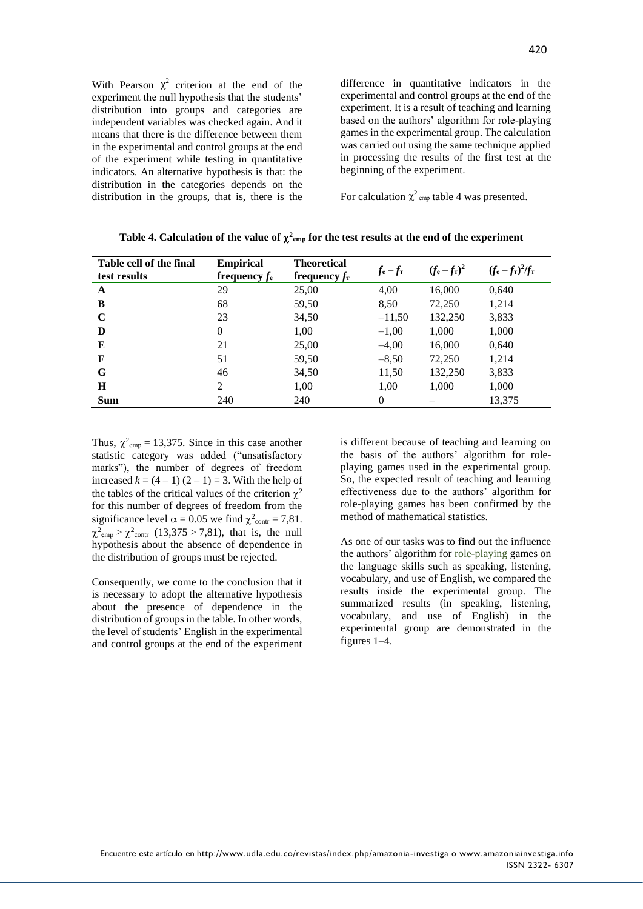With Pearson $\chi^2$ criterion at the end of the experiment the null hypothesis that the students' distribution into groups and categories are independent variables was checked again. And it means that there is the difference between them in the experimental and control groups at the end of the experiment while testing in quantitative indicators. An alternative hypothesis is that: the distribution in the categories depends on the distribution in the groups, that is, there is the difference in quantitative indicators in the experimental and control groups at the end of the experiment. It is a result of teaching and learning based on the authors' algorithm for role-playing games in the experimental group. The calculation was carried out using the same technique applied in processing the results of the first test at the beginning of the experiment.

For calculation $\chi^2_{emp}$ table 4 was presented.

**Table 4. Calculation of the value of $\chi^2_{emp}$ for the test results at the end of the experiment**

| Table cell of the final test results | Empirical frequency $f_e$ | Theoretical frequency $f_r$ | $f_e - f_r$ | $(f_e - f_r)^2$ | $(f_e - f_r)^2/f_r$ |
|---|---|---|---|---|---|
| **A** | 29 | 25,00 | 4,00 | 16,000 | 0,640 |
| **B** | 68 | 59,50 | 8,50 | 72,250 | 1,214 |
| **C** | 23 | 34,50 | –11,50 | 132,250 | 3,833 |
| **D** | 0 | 1,00 | –1,00 | 1,000 | 1,000 |
| **E** | 21 | 25,00 | –4,00 | 16,000 | 0,640 |
| **F** | 51 | 59,50 | –8,50 | 72,250 | 1,214 |
| **G** | 46 | 34,50 | 11,50 | 132,250 | 3,833 |
| **H** | 2 | 1,00 | 1,00 | 1,000 | 1,000 |
| **Sum** | 240 | 240 | 0 | – | 13,375 |

Thus, $\chi^2_{emp} = 13{,}375$. Since in this case another statistic category was added ("unsatisfactory marks"), the number of degrees of freedom increased $k = (4 - 1)(2 - 1) = 3$. With the help of the tables of the critical values of the criterion $\chi^2$ for this number of degrees of freedom from the significance level $\alpha = 0.05$ we find $\chi^2_{contr} = 7{,}81$. $\chi^2_{emp} > \chi^2_{contr}$ $(13{,}375 > 7{,}81)$, that is, the null hypothesis about the absence of dependence in the distribution of groups must be rejected.

Consequently, we come to the conclusion that it is necessary to adopt the alternative hypothesis about the presence of dependence in the distribution of groups in the table. In other words, the level of students' English in the experimental and control groups at the end of the experiment is different because of teaching and learning on the basis of the authors' algorithm for role-playing games used in the experimental group. So, the expected result of teaching and learning effectiveness due to the authors' algorithm for role-playing games has been confirmed by the method of mathematical statistics.

As one of our tasks was to find out the influence the authors' algorithm for role-playing games on the language skills such as speaking, listening, vocabulary, and use of English, we compared the results inside the experimental group. The summarized results (in speaking, listening, vocabulary, and use of English) in the experimental group are demonstrated in the figures 1–4.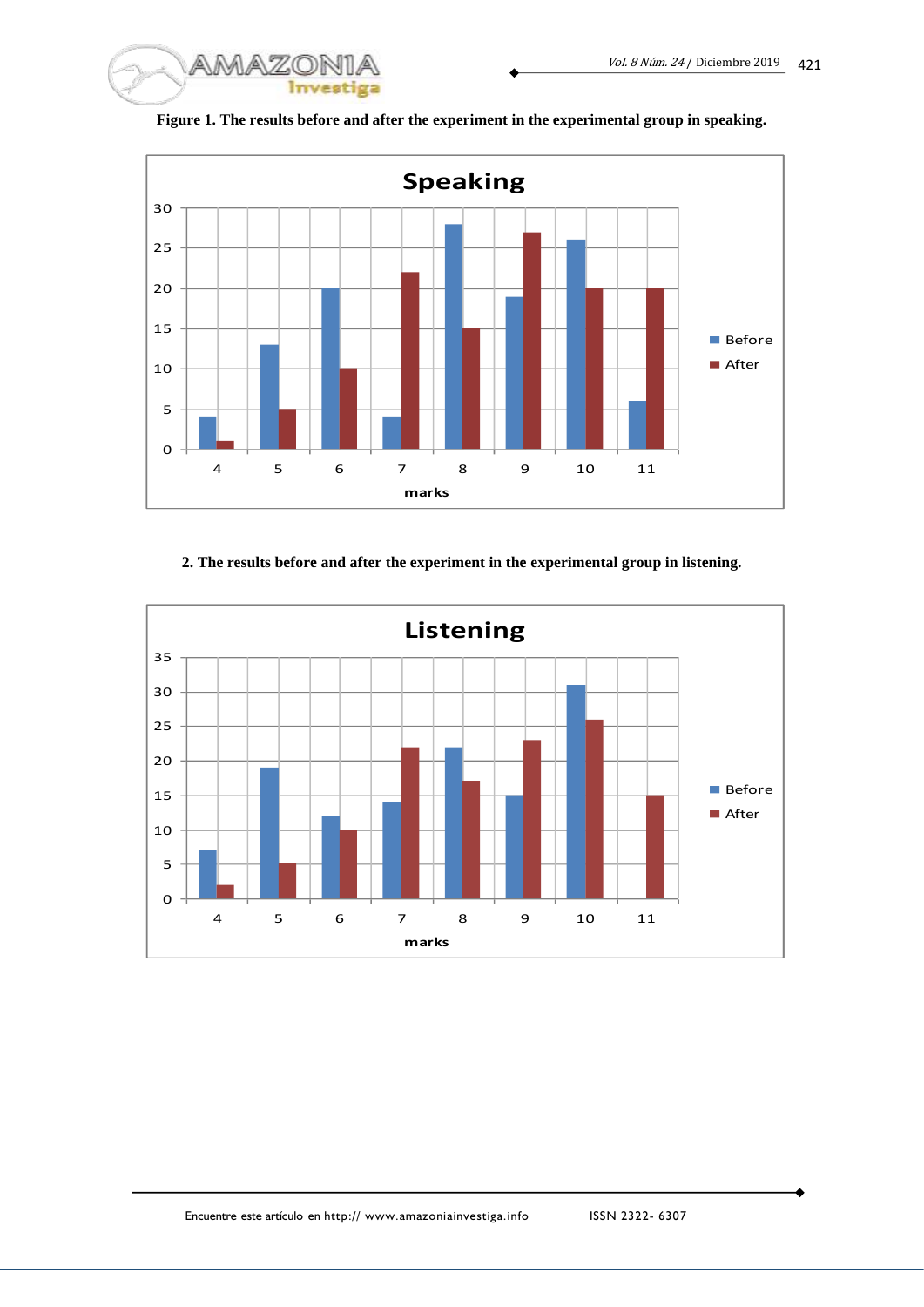**Figure 1. The results before and after the experiment in the experimental group in speaking.**

**2. The results before and after the experiment in the experimental group in listening.**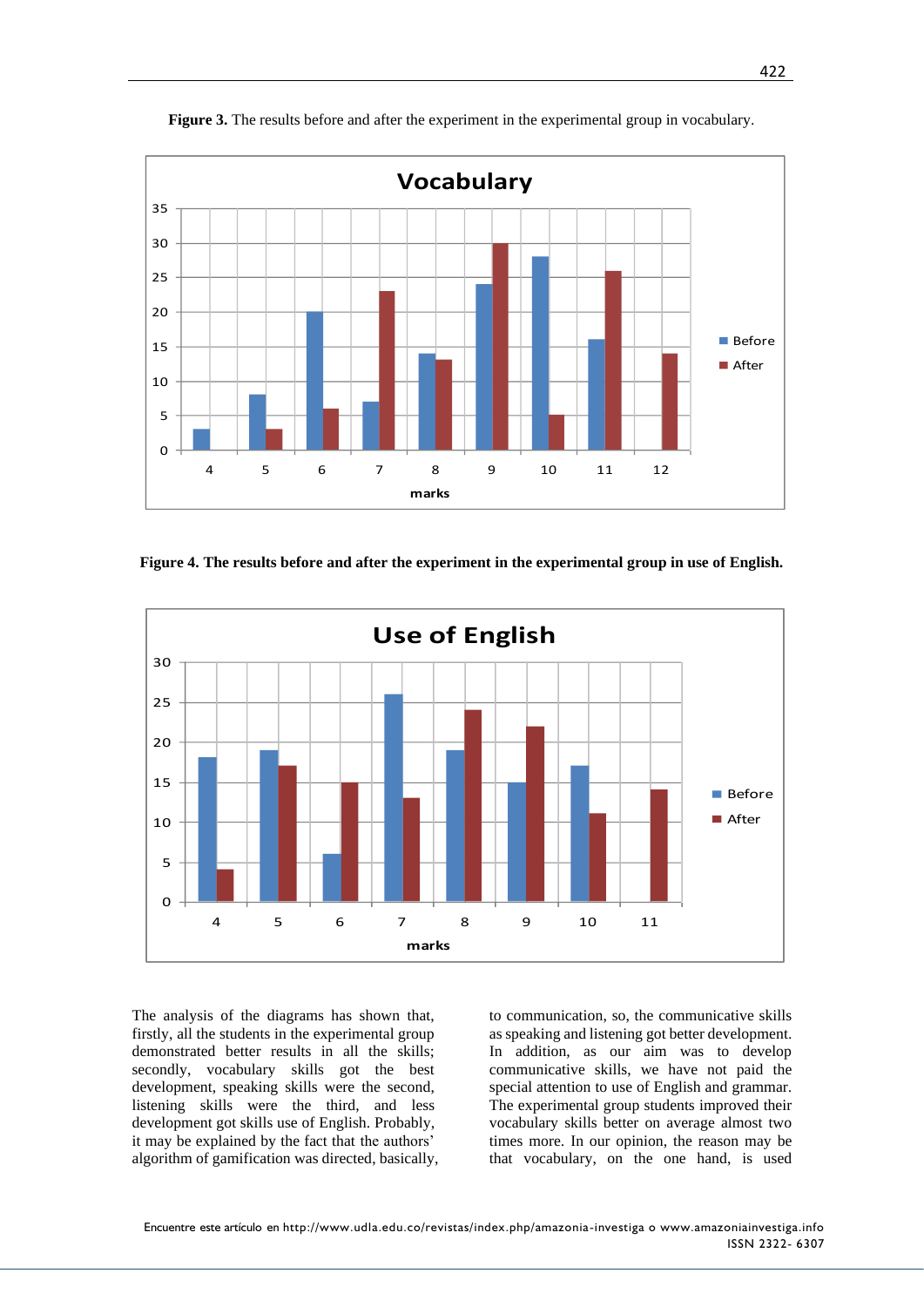**Figure 3.** The results before and after the experiment in the experimental group in vocabulary.

**Figure 4. The results before and after the experiment in the experimental group in use of English.**

The analysis of the diagrams has shown that, firstly, all the students in the experimental group demonstrated better results in all the skills; secondly, vocabulary skills got the best development, speaking skills were the second, listening skills were the third, and less development got skills use of English. Probably, it may be explained by the fact that the authors' algorithm of gamification was directed, basically, to communication, so, the communicative skills as speaking and listening got better development. In addition, as our aim was to develop communicative skills, we have not paid the special attention to use of English and grammar. The experimental group students improved their vocabulary skills better on average almost two times more. In our opinion, the reason may be that vocabulary, on the one hand, is used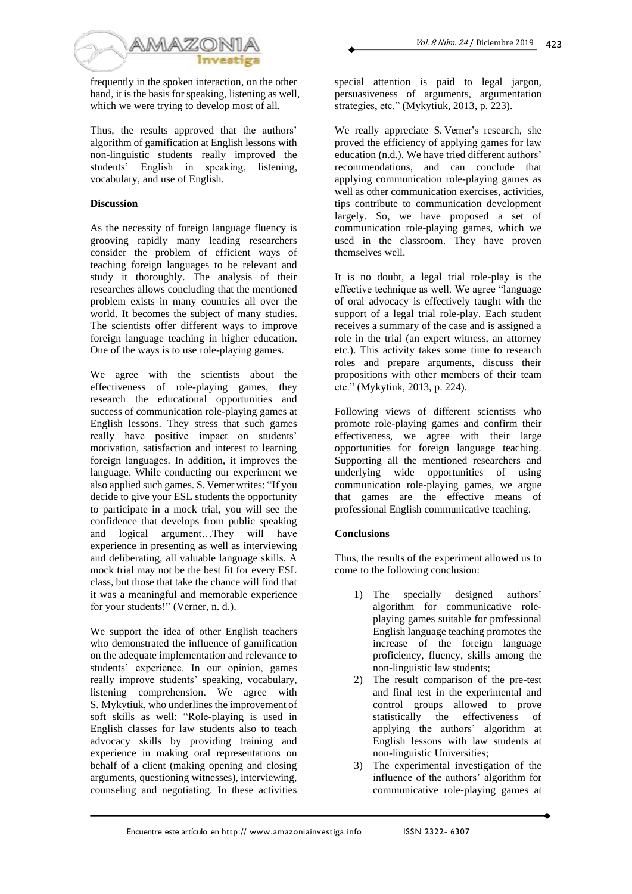frequently in the spoken interaction, on the other hand, it is the basis for speaking, listening as well, which we were trying to develop most of all.

Thus, the results approved that the authors' algorithm of gamification at English lessons with non-linguistic students really improved the students' English in speaking, listening, vocabulary, and use of English.

## Discussion

As the necessity of foreign language fluency is grooving rapidly many leading researchers consider the problem of efficient ways of teaching foreign languages to be relevant and study it thoroughly. The analysis of their researches allows concluding that the mentioned problem exists in many countries all over the world. It becomes the subject of many studies. The scientists offer different ways to improve foreign language teaching in higher education. One of the ways is to use role-playing games.

We agree with the scientists about the effectiveness of role-playing games, they research the educational opportunities and success of communication role-playing games at English lessons. They stress that such games really have positive impact on students' motivation, satisfaction and interest to learning foreign languages. In addition, it improves the language. While conducting our experiment we also applied such games. S. Verner writes: "If you decide to give your ESL students the opportunity to participate in a mock trial, you will see the confidence that develops from public speaking and logical argument…They will have experience in presenting as well as interviewing and deliberating, all valuable language skills. A mock trial may not be the best fit for every ESL class, but those that take the chance will find that it was a meaningful and memorable experience for your students!" (Verner, n. d.).

We support the idea of other English teachers who demonstrated the influence of gamification on the adequate implementation and relevance to students' experience. In our opinion, games really improve students' speaking, vocabulary, listening comprehension. We agree with S. Mykytiuk, who underlines the improvement of soft skills as well: "Role-playing is used in English classes for law students also to teach advocacy skills by providing training and experience in making oral representations on behalf of a client (making opening and closing arguments, questioning witnesses), interviewing, counseling and negotiating. In these activities special attention is paid to legal jargon, persuasiveness of arguments, argumentation strategies, etc." (Mykytiuk, 2013, p. 223).

We really appreciate S. Verner's research, she proved the efficiency of applying games for law education (n.d.). We have tried different authors' recommendations, and can conclude that applying communication role-playing games as well as other communication exercises, activities, tips contribute to communication development largely. So, we have proposed a set of communication role-playing games, which we used in the classroom. They have proven themselves well.

It is no doubt, a legal trial role-play is the effective technique as well. We agree "language of oral advocacy is effectively taught with the support of a legal trial role-play. Each student receives a summary of the case and is assigned a role in the trial (an expert witness, an attorney etc.). This activity takes some time to research roles and prepare arguments, discuss their propositions with other members of their team etc." (Mykytiuk, 2013, p. 224).

Following views of different scientists who promote role-playing games and confirm their effectiveness, we agree with their large opportunities for foreign language teaching. Supporting all the mentioned researchers and underlying wide opportunities of using communication role-playing games, we argue that games are the effective means of professional English communicative teaching.

## Conclusions

Thus, the results of the experiment allowed us to come to the following conclusion:

1) The specially designed authors' algorithm for communicative role-playing games suitable for professional English language teaching promotes the increase of the foreign language proficiency, fluency, skills among the non-linguistic law students;
2) The result comparison of the pre-test and final test in the experimental and control groups allowed to prove statistically the effectiveness of applying the authors' algorithm at English lessons with law students at non-linguistic Universities;
3) The experimental investigation of the influence of the authors' algorithm for communicative role-playing games at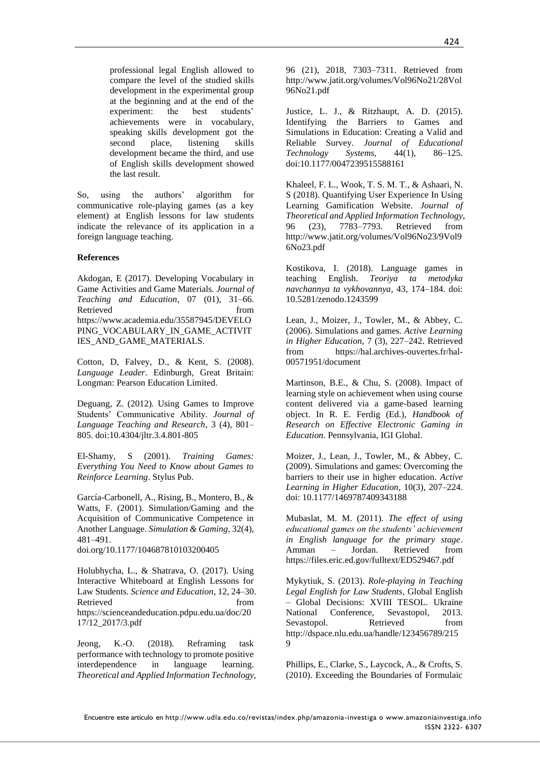professional legal English allowed to compare the level of the studied skills development in the experimental group at the beginning and at the end of the experiment: the best students' achievements were in vocabulary, speaking skills development got the second place, listening skills development became the third, and use of English skills development showed the last result.

So, using the authors' algorithm for communicative role-playing games (as a key element) at English lessons for law students indicate the relevance of its application in a foreign language teaching.

**References**

Akdogan, E (2017). Developing Vocabulary in Game Activities and Game Materials. *Journal of Teaching and Education*, 07 (01), 31–66. Retrieved from https://www.academia.edu/35587945/DEVELOPING_VOCABULARY_IN_GAME_ACTIVITIES_AND_GAME_MATERIALS.

Cotton, D, Falvey, D., & Kent, S. (2008). *Language Leader*. Edinburgh, Great Britain: Longman: Pearson Education Limited.

Deguang, Z. (2012). Using Games to Improve Students' Communicative Ability. *Journal of Language Teaching and Research*, 3 (4), 801–805. doi:10.4304/jltr.3.4.801-805

El-Shamy, S (2001). *Training Games: Everything You Need to Know about Games to Reinforce Learning*. Stylus Pub.

García-Carbonell, A., Rising, B., Montero, B., & Watts, F. (2001). Simulation/Gaming and the Acquisition of Communicative Competence in Another Language. *Simulation & Gaming*, 32(4), 481–491. doi.org/10.1177/104687810103200405

Holubhycha, L., & Shatrava, O. (2017). Using Interactive Whiteboard at English Lessons for Law Students. *Science and Education*, 12, 24–30. Retrieved from https://scienceandeducation.pdpu.edu.ua/doc/2017/12_2017/3.pdf

Jeong, K.-O. (2018). Reframing task performance with technology to promote positive interdependence in language learning. *Theoretical and Applied Information Technology*, 96 (21), 2018, 7303–7311. Retrieved from http://www.jatit.org/volumes/Vol96No21/28Vol96No21.pdf

Justice, L. J., & Ritzhaupt, A. D. (2015). Identifying the Barriers to Games and Simulations in Education: Creating a Valid and Reliable Survey. *Journal of Educational Technology Systems*, 44(1), 86–125. doi:10.1177/0047239515588161

Khaleel, F. L., Wook, T. S. M. T., & Ashaari, N. S (2018). Quantifying User Experience In Using Learning Gamification Website. *Journal of Theoretical and Applied Information Technology*, 96 (23), 7783–7793. Retrieved from http://www.jatit.org/volumes/Vol96No23/9Vol96No23.pdf

Kostikova, I. (2018). Language games in teaching English. *Teoriya ta metodyka navchannya ta vykhovannya*, 43, 174–184. doi: 10.5281/zenodo.1243599

Lean, J., Moizer, J., Towler, M., & Abbey, C. (2006). Simulations and games. *Active Learning in Higher Education*, 7 (3), 227–242. Retrieved from https://hal.archives-ouvertes.fr/hal-00571951/document

Martinson, B.E., & Chu, S. (2008). Impact of learning style on achievement when using course content delivered via a game-based learning object. In R. E. Ferdig (Ed.), *Handbook of Research on Effective Electronic Gaming in Education*. Pennsylvania, IGI Global.

Moizer, J., Lean, J., Towler, M., & Abbey, C. (2009). Simulations and games: Overcoming the barriers to their use in higher education. *Active Learning in Higher Education*, 10(3), 207–224. doi: 10.1177/1469787409343188

Mubaslat, M. M. (2011). *The effect of using educational games on the students' achievement in English language for the primary stage*. Amman – Jordan. Retrieved from https://files.eric.ed.gov/fulltext/ED529467.pdf

Mykytiuk, S. (2013). *Role-playing in Teaching Legal English for Law Students*, Global English – Global Decisions: XVIII TESOL. Ukraine National Conference, Sevastopol, 2013. Sevastopol. Retrieved from http://dspace.nlu.edu.ua/handle/123456789/2159

Phillips, E., Clarke, S., Laycock, A., & Crofts, S. (2010). Exceeding the Boundaries of Formulaic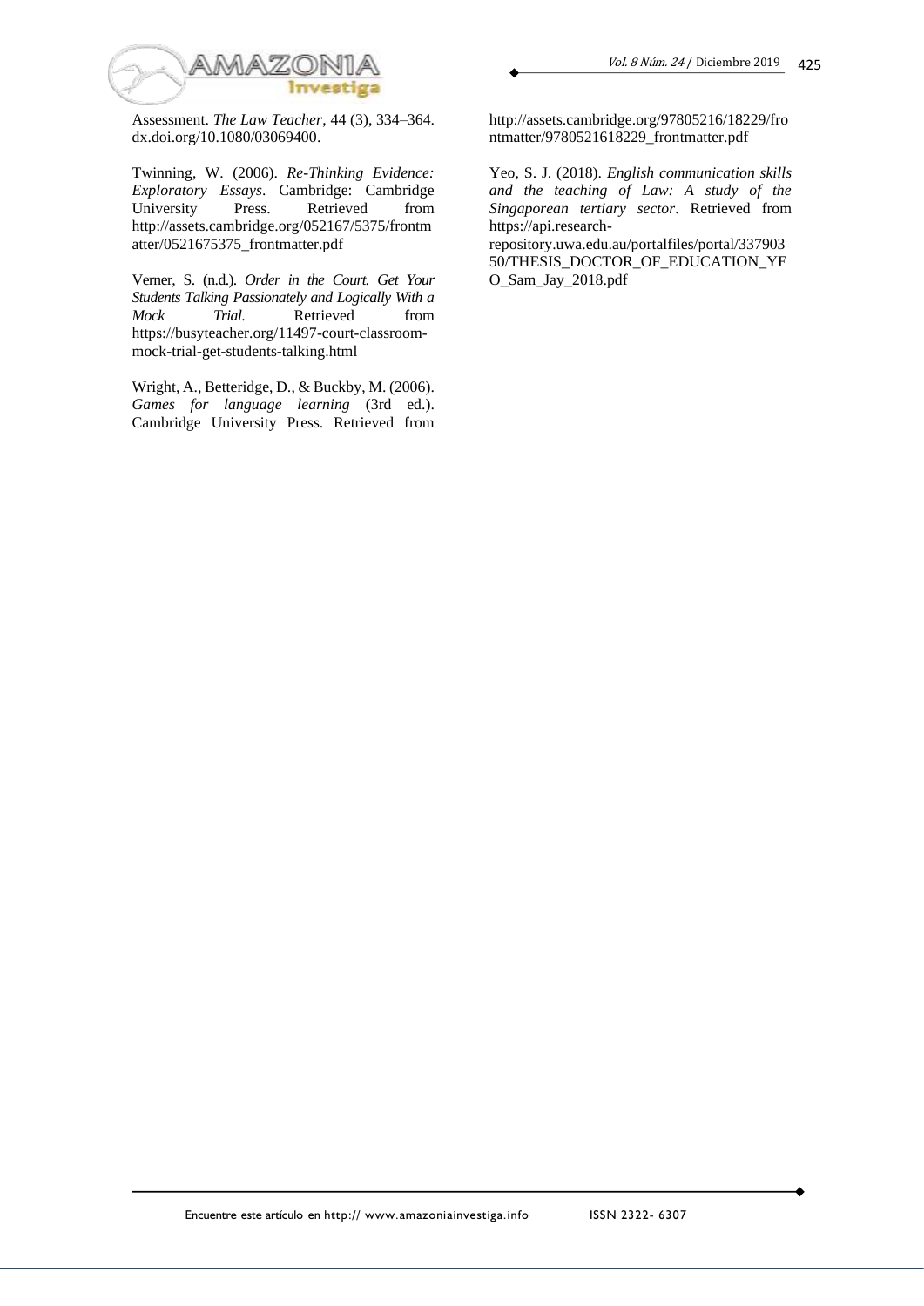Assessment. *The Law Teacher*, 44 (3), 334–364. dx.doi.org/10.1080/03069400.

Twinning, W. (2006). *Re-Thinking Evidence: Exploratory Essays*. Cambridge: Cambridge University Press. Retrieved from http://assets.cambridge.org/052167/5375/frontmatter/0521675375_frontmatter.pdf

Verner, S. (n.d.). *Order in the Court. Get Your Students Talking Passionately and Logically With a Mock Trial.* Retrieved from https://busyteacher.org/11497-court-classroom-mock-trial-get-students-talking.html

Wright, A., Betteridge, D., & Buckby, M. (2006). *Games for language learning* (3rd ed.). Cambridge University Press. Retrieved from http://assets.cambridge.org/97805216/18229/frontmatter/9780521618229_frontmatter.pdf

Yeo, S. J. (2018). *English communication skills and the teaching of Law: A study of the Singaporean tertiary sector*. Retrieved from https://api.research-repository.uwa.edu.au/portalfiles/portal/33790350/THESIS_DOCTOR_OF_EDUCATION_YEO_Sam_Jay_2018.pdf